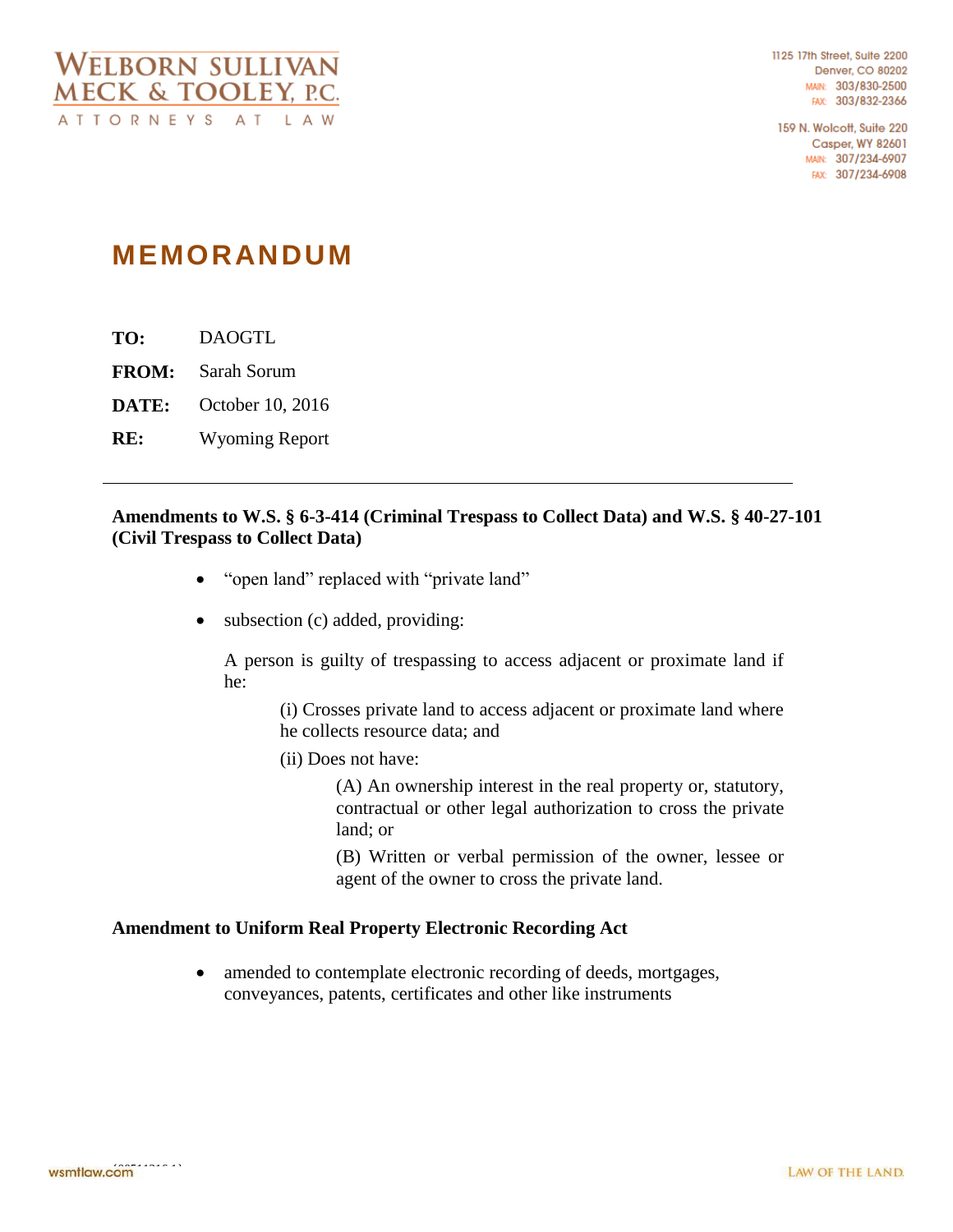WELBORN SULLIVAN MECK & TOOLEY, P.C.
ATTORNEYS AT LAW

1125 17th Street, Suite 2200
Denver, CO 80202
MAIN: 303/830-2500
FAX: 303/832-2366

159 N. Wolcott, Suite 220
Casper, WY 82601
MAIN: 307/234-6907
FAX: 307/234-6908

# MEMORANDUM

**TO:** DAOGTL

**FROM:** Sarah Sorum

**DATE:** October 10, 2016

**RE:** Wyoming Report

---

**Amendments to W.S. § 6-3-414 (Criminal Trespass to Collect Data) and W.S. § 40-27-101 (Civil Trespass to Collect Data)**

- "open land" replaced with "private land"
- subsection (c) added, providing:

  A person is guilty of trespassing to access adjacent or proximate land if he:

  (i) Crosses private land to access adjacent or proximate land where he collects resource data; and

  (ii) Does not have:

  (A) An ownership interest in the real property or, statutory, contractual or other legal authorization to cross the private land; or

  (B) Written or verbal permission of the owner, lessee or agent of the owner to cross the private land.

**Amendment to Uniform Real Property Electronic Recording Act**

- amended to contemplate electronic recording of deeds, mortgages, conveyances, patents, certificates and other like instruments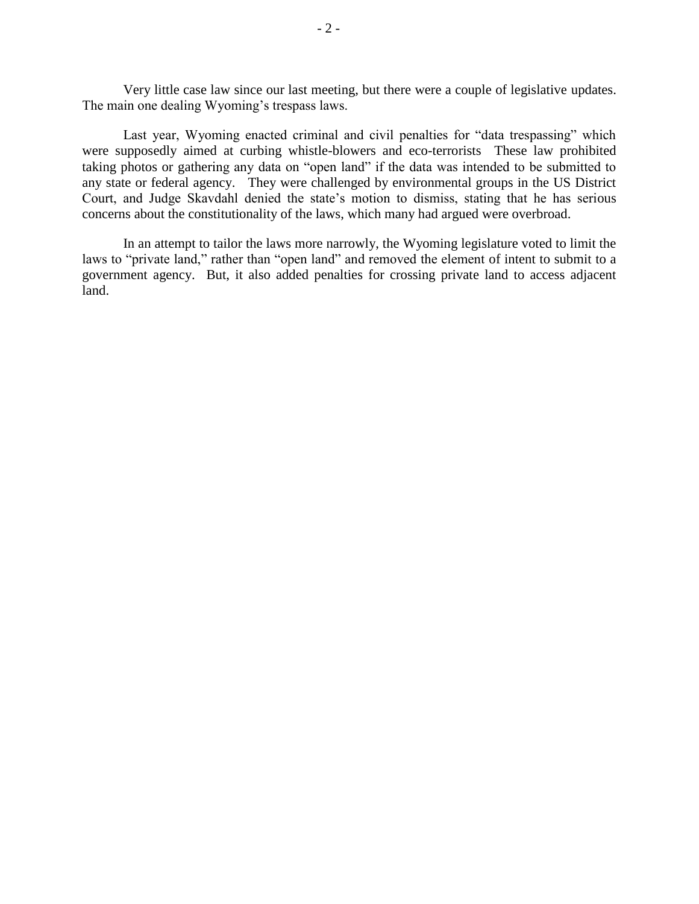Very little case law since our last meeting, but there were a couple of legislative updates. The main one dealing Wyoming's trespass laws.

Last year, Wyoming enacted criminal and civil penalties for "data trespassing" which were supposedly aimed at curbing whistle-blowers and eco-terrorists These law prohibited taking photos or gathering any data on "open land" if the data was intended to be submitted to any state or federal agency. They were challenged by environmental groups in the US District Court, and Judge Skavdahl denied the state's motion to dismiss, stating that he has serious concerns about the constitutionality of the laws, which many had argued were overbroad.

In an attempt to tailor the laws more narrowly, the Wyoming legislature voted to limit the laws to "private land," rather than "open land" and removed the element of intent to submit to a government agency. But, it also added penalties for crossing private land to access adjacent land.